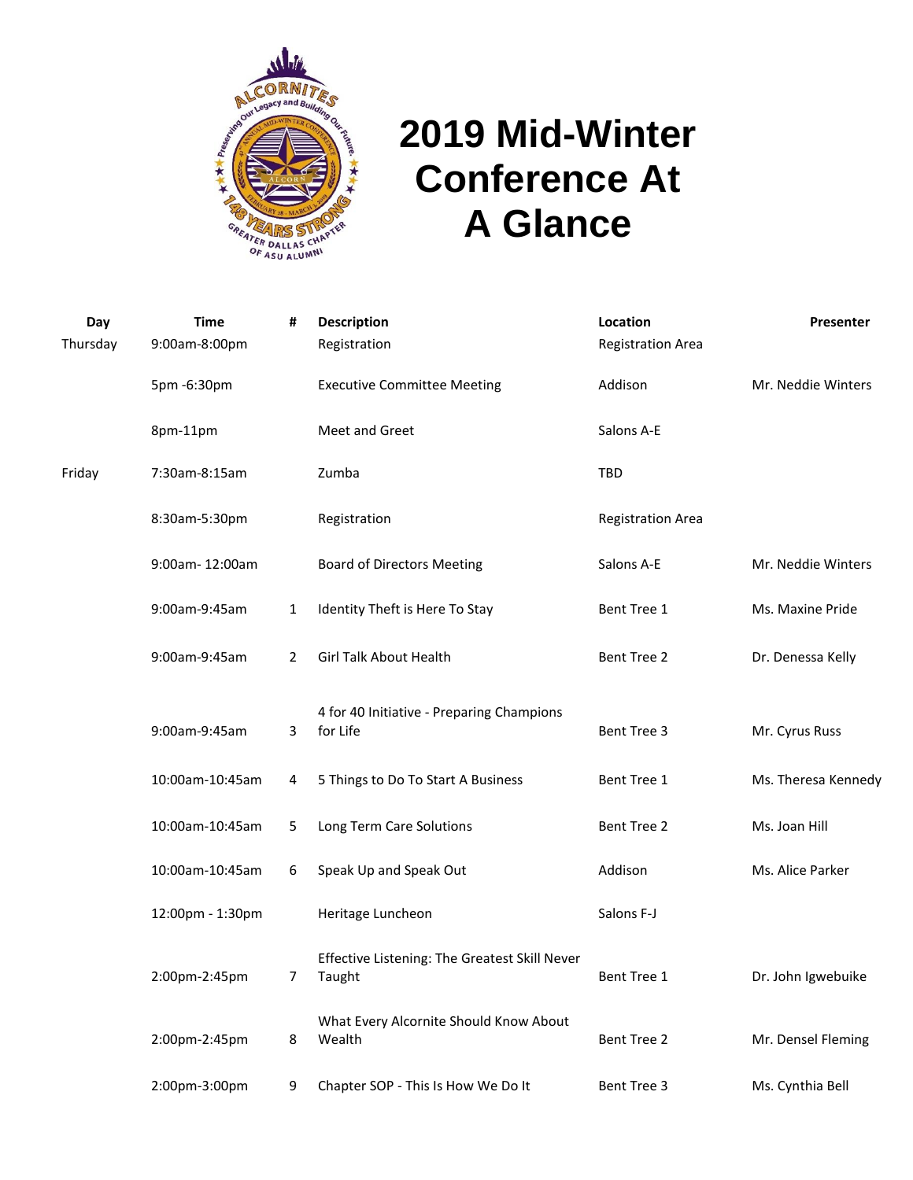# 2019 Mid-Winter Conference At A Glance

| Day | Time | # | Description | Location | Presenter |
|---|---|---|---|---|---|
| Thursday | 9:00am-8:00pm | | Registration | Registration Area | |
| | 5pm -6:30pm | | Executive Committee Meeting | Addison | Mr. Neddie Winters |
| | 8pm-11pm | | Meet and Greet | Salons A-E | |
| Friday | 7:30am-8:15am | | Zumba | TBD | |
| | 8:30am-5:30pm | | Registration | Registration Area | |
| | 9:00am- 12:00am | | Board of Directors Meeting | Salons A-E | Mr. Neddie Winters |
| | 9:00am-9:45am | 1 | Identity Theft is Here To Stay | Bent Tree 1 | Ms. Maxine Pride |
| | 9:00am-9:45am | 2 | Girl Talk About Health | Bent Tree 2 | Dr. Denessa Kelly |
| | 9:00am-9:45am | 3 | 4 for 40 Initiative - Preparing Champions for Life | Bent Tree 3 | Mr. Cyrus Russ |
| | 10:00am-10:45am | 4 | 5 Things to Do To Start A Business | Bent Tree 1 | Ms. Theresa Kennedy |
| | 10:00am-10:45am | 5 | Long Term Care Solutions | Bent Tree 2 | Ms. Joan Hill |
| | 10:00am-10:45am | 6 | Speak Up and Speak Out | Addison | Ms. Alice Parker |
| | 12:00pm - 1:30pm | | Heritage Luncheon | Salons F-J | |
| | 2:00pm-2:45pm | 7 | Effective Listening: The Greatest Skill Never Taught | Bent Tree 1 | Dr. John Igwebuike |
| | 2:00pm-2:45pm | 8 | What Every Alcornite Should Know About Wealth | Bent Tree 2 | Mr. Densel Fleming |
| | 2:00pm-3:00pm | 9 | Chapter SOP - This Is How We Do It | Bent Tree 3 | Ms. Cynthia Bell |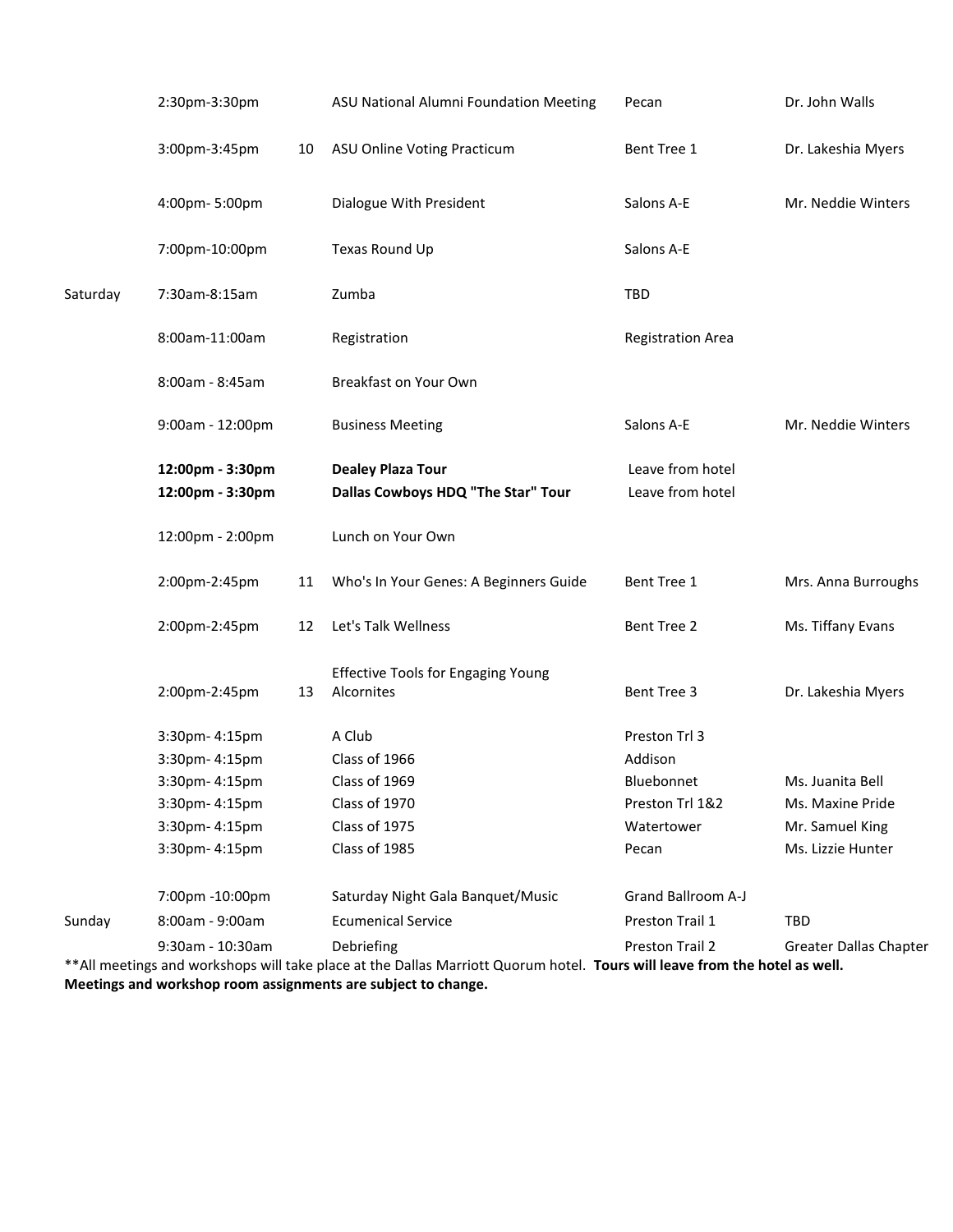| | | | | | |
|---|---|---|---|---|---|
| | 2:30pm-3:30pm | | ASU National Alumni Foundation Meeting | Pecan | Dr. John Walls |
| | 3:00pm-3:45pm | 10 | ASU Online Voting Practicum | Bent Tree 1 | Dr. Lakeshia Myers |
| | 4:00pm- 5:00pm | | Dialogue With President | Salons A-E | Mr. Neddie Winters |
| | 7:00pm-10:00pm | | Texas Round Up | Salons A-E | |
| Saturday | 7:30am-8:15am | | Zumba | TBD | |
| | 8:00am-11:00am | | Registration | Registration Area | |
| | 8:00am - 8:45am | | Breakfast on Your Own | | |
| | 9:00am - 12:00pm | | Business Meeting | Salons A-E | Mr. Neddie Winters |
| | **12:00pm - 3:30pm** | | **Dealey Plaza Tour** | Leave from hotel | |
| | **12:00pm - 3:30pm** | | **Dallas Cowboys HDQ "The Star" Tour** | Leave from hotel | |
| | 12:00pm - 2:00pm | | Lunch on Your Own | | |
| | 2:00pm-2:45pm | 11 | Who's In Your Genes: A Beginners Guide | Bent Tree 1 | Mrs. Anna Burroughs |
| | 2:00pm-2:45pm | 12 | Let's Talk Wellness | Bent Tree 2 | Ms. Tiffany Evans |
| | 2:00pm-2:45pm | 13 | Effective Tools for Engaging Young Alcornites | Bent Tree 3 | Dr. Lakeshia Myers |
| | 3:30pm- 4:15pm | | A Club | Preston Trl 3 | |
| | 3:30pm- 4:15pm | | Class of 1966 | Addison | |
| | 3:30pm- 4:15pm | | Class of 1969 | Bluebonnet | Ms. Juanita Bell |
| | 3:30pm- 4:15pm | | Class of 1970 | Preston Trl 1&2 | Ms. Maxine Pride |
| | 3:30pm- 4:15pm | | Class of 1975 | Watertower | Mr. Samuel King |
| | 3:30pm- 4:15pm | | Class of 1985 | Pecan | Ms. Lizzie Hunter |
| | 7:00pm -10:00pm | | Saturday Night Gala Banquet/Music | Grand Ballroom A-J | |
| Sunday | 8:00am - 9:00am | | Ecumenical Service | Preston Trail 1 | TBD |
| | 9:30am - 10:30am | | Debriefing | Preston Trail 2 | Greater Dallas Chapter |

**All meetings and workshops will take place at the Dallas Marriott Quorum hotel. **Tours will leave from the hotel as well. Meetings and workshop room assignments are subject to change.**